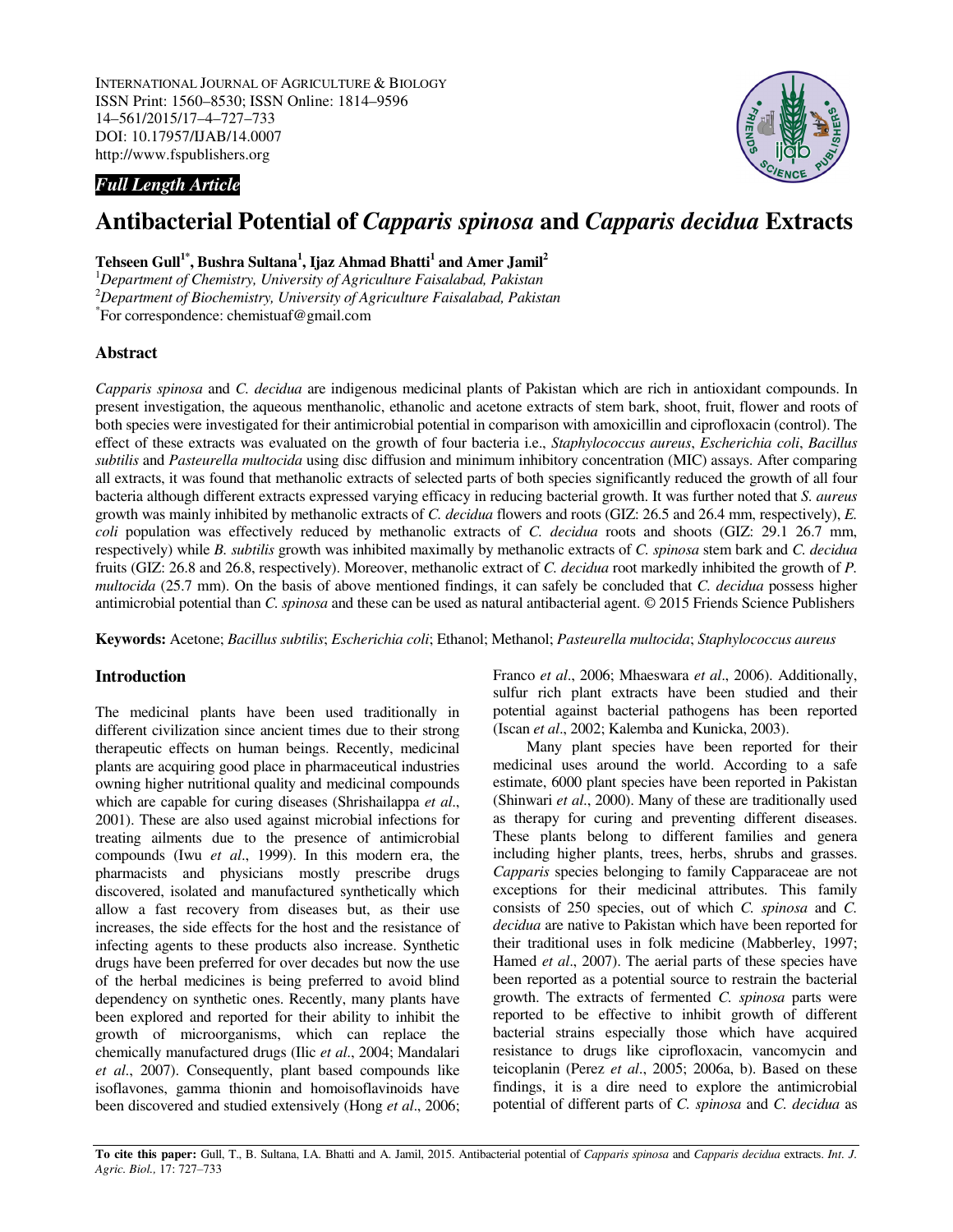INTERNATIONAL JOURNAL OF AGRICULTURE & BIOLOGY
ISSN Print: 1560–8530; ISSN Online: 1814–9596
14–561/2015/17–4–727–733
DOI: 10.17957/IJAB/14.0007
http://www.fspublishers.org

***Full Length Article***

# Antibacterial Potential of *Capparis spinosa* and *Capparis decidua* Extracts

**Tehseen Gull[1*], Bushra Sultana[1], Ijaz Ahmad Bhatti[1] and Amer Jamil[2]**

[1]*Department of Chemistry, University of Agriculture Faisalabad, Pakistan*
[2]*Department of Biochemistry, University of Agriculture Faisalabad, Pakistan*
[*]For correspondence: chemistuaf@gmail.com

## Abstract

*Capparis spinosa* and *C. decidua* are indigenous medicinal plants of Pakistan which are rich in antioxidant compounds. In present investigation, the aqueous menthanolic, ethanolic and acetone extracts of stem bark, shoot, fruit, flower and roots of both species were investigated for their antimicrobial potential in comparison with amoxicillin and ciprofloxacin (control). The effect of these extracts was evaluated on the growth of four bacteria i.e., *Staphylococcus aureus*, *Escherichia coli*, *Bacillus subtilis* and *Pasteurella multocida* using disc diffusion and minimum inhibitory concentration (MIC) assays. After comparing all extracts, it was found that methanolic extracts of selected parts of both species significantly reduced the growth of all four bacteria although different extracts expressed varying efficacy in reducing bacterial growth. It was further noted that *S. aureus* growth was mainly inhibited by methanolic extracts of *C. decidua* flowers and roots (GIZ: 26.5 and 26.4 mm, respectively), *E. coli* population was effectively reduced by methanolic extracts of *C. decidua* roots and shoots (GIZ: 29.1 26.7 mm, respectively) while *B. subtilis* growth was inhibited maximally by methanolic extracts of *C. spinosa* stem bark and *C. decidua* fruits (GIZ: 26.8 and 26.8, respectively). Moreover, methanolic extract of *C. decidua* root markedly inhibited the growth of *P. multocida* (25.7 mm). On the basis of above mentioned findings, it can safely be concluded that *C. decidua* possess higher antimicrobial potential than *C. spinosa* and these can be used as natural antibacterial agent. © 2015 Friends Science Publishers

**Keywords:** Acetone; *Bacillus subtilis*; *Escherichia coli*; Ethanol; Methanol; *Pasteurella multocida*; *Staphylococcus aureus*

## Introduction

The medicinal plants have been used traditionally in different civilization since ancient times due to their strong therapeutic effects on human beings. Recently, medicinal plants are acquiring good place in pharmaceutical industries owning higher nutritional quality and medicinal compounds which are capable for curing diseases (Shrishailappa *et al*., 2001). These are also used against microbial infections for treating ailments due to the presence of antimicrobial compounds (Iwu *et al*., 1999). In this modern era, the pharmacists and physicians mostly prescribe drugs discovered, isolated and manufactured synthetically which allow a fast recovery from diseases but, as their use increases, the side effects for the host and the resistance of infecting agents to these products also increase. Synthetic drugs have been preferred for over decades but now the use of the herbal medicines is being preferred to avoid blind dependency on synthetic ones. Recently, many plants have been explored and reported for their ability to inhibit the growth of microorganisms, which can replace the chemically manufactured drugs (Ilic *et al*., 2004; Mandalari *et al*., 2007). Consequently, plant based compounds like isoflavones, gamma thionin and homoisoflavinoids have been discovered and studied extensively (Hong *et al*., 2006; Franco *et al*., 2006; Mhaeswara *et al*., 2006). Additionally, sulfur rich plant extracts have been studied and their potential against bacterial pathogens has been reported (Iscan *et al*., 2002; Kalemba and Kunicka, 2003).

Many plant species have been reported for their medicinal uses around the world. According to a safe estimate, 6000 plant species have been reported in Pakistan (Shinwari *et al*., 2000). Many of these are traditionally used as therapy for curing and preventing different diseases. These plants belong to different families and genera including higher plants, trees, herbs, shrubs and grasses. *Capparis* species belonging to family Capparaceae are not exceptions for their medicinal attributes. This family consists of 250 species, out of which *C. spinosa* and *C. decidua* are native to Pakistan which have been reported for their traditional uses in folk medicine (Mabberley, 1997; Hamed *et al*., 2007). The aerial parts of these species have been reported as a potential source to restrain the bacterial growth. The extracts of fermented *C. spinosa* parts were reported to be effective to inhibit growth of different bacterial strains especially those which have acquired resistance to drugs like ciprofloxacin, vancomycin and teicoplanin (Perez *et al*., 2005; 2006a, b). Based on these findings, it is a dire need to explore the antimicrobial potential of different parts of *C. spinosa* and *C. decidua* as

**To cite this paper:** Gull, T., B. Sultana, I.A. Bhatti and A. Jamil, 2015. Antibacterial potential of *Capparis spinosa* and *Capparis decidua* extracts. *Int. J. Agric. Biol.,* 17: 727–733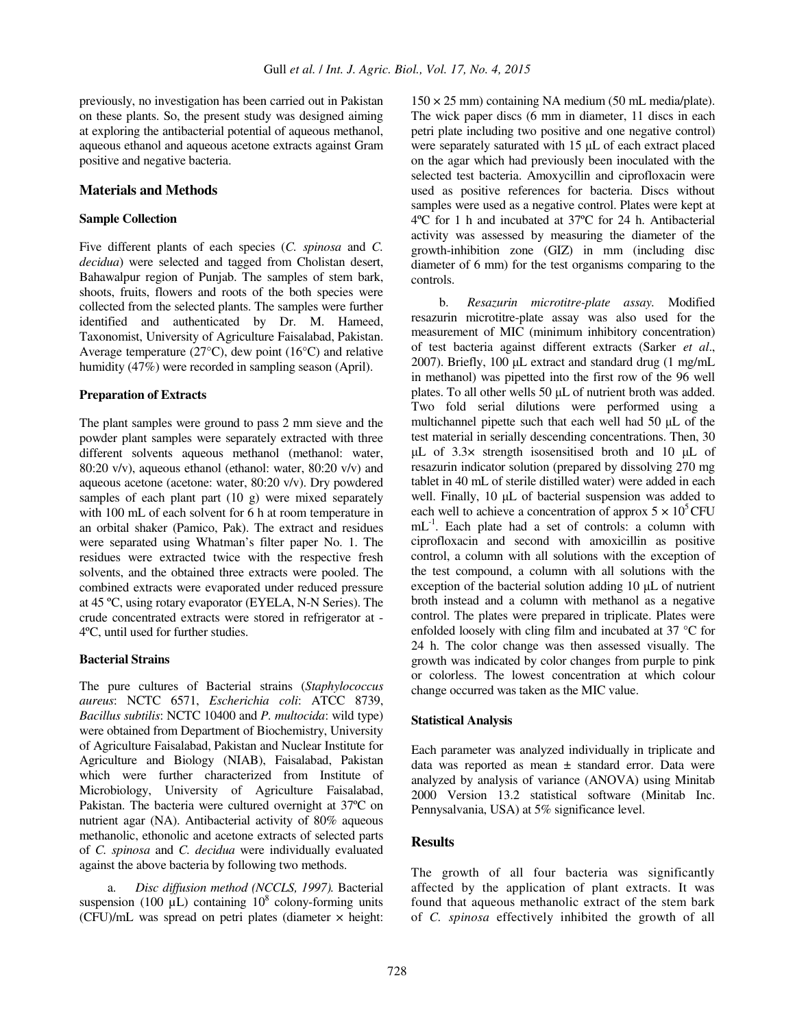previously, no investigation has been carried out in Pakistan on these plants. So, the present study was designed aiming at exploring the antibacterial potential of aqueous methanol, aqueous ethanol and aqueous acetone extracts against Gram positive and negative bacteria.

## Materials and Methods

### Sample Collection

Five different plants of each species (*C. spinosa* and *C. decidua*) were selected and tagged from Cholistan desert, Bahawalpur region of Punjab. The samples of stem bark, shoots, fruits, flowers and roots of the both species were collected from the selected plants. The samples were further identified and authenticated by Dr. M. Hameed, Taxonomist, University of Agriculture Faisalabad, Pakistan. Average temperature (27°C), dew point (16°C) and relative humidity (47%) were recorded in sampling season (April).

### Preparation of Extracts

The plant samples were ground to pass 2 mm sieve and the powder plant samples were separately extracted with three different solvents aqueous methanol (methanol: water, 80:20 v/v), aqueous ethanol (ethanol: water, 80:20 v/v) and aqueous acetone (acetone: water, 80:20 v/v). Dry powdered samples of each plant part (10 g) were mixed separately with 100 mL of each solvent for 6 h at room temperature in an orbital shaker (Pamico, Pak). The extract and residues were separated using Whatman's filter paper No. 1. The residues were extracted twice with the respective fresh solvents, and the obtained three extracts were pooled. The combined extracts were evaporated under reduced pressure at 45 ºC, using rotary evaporator (EYELA, N-N Series). The crude concentrated extracts were stored in refrigerator at -4ºC, until used for further studies.

### Bacterial Strains

The pure cultures of Bacterial strains (*Staphylococcus aureus*: NCTC 6571, *Escherichia coli*: ATCC 8739, *Bacillus subtilis*: NCTC 10400 and *P. multocida*: wild type) were obtained from Department of Biochemistry, University of Agriculture Faisalabad, Pakistan and Nuclear Institute for Agriculture and Biology (NIAB), Faisalabad, Pakistan which were further characterized from Institute of Microbiology, University of Agriculture Faisalabad, Pakistan. The bacteria were cultured overnight at 37ºC on nutrient agar (NA). Antibacterial activity of 80% aqueous methanolic, ethonolic and acetone extracts of selected parts of *C. spinosa* and *C. decidua* were individually evaluated against the above bacteria by following two methods.

a. *Disc diffusion method (NCCLS, 1997).* Bacterial suspension (100 µL) containing $10^8$ colony-forming units (CFU)/mL was spread on petri plates (diameter × height: 150 × 25 mm) containing NA medium (50 mL media/plate). The wick paper discs (6 mm in diameter, 11 discs in each petri plate including two positive and one negative control) were separately saturated with 15 µL of each extract placed on the agar which had previously been inoculated with the selected test bacteria. Amoxycillin and ciprofloxacin were used as positive references for bacteria. Discs without samples were used as a negative control. Plates were kept at 4ºC for 1 h and incubated at 37ºC for 24 h. Antibacterial activity was assessed by measuring the diameter of the growth-inhibition zone (GIZ) in mm (including disc diameter of 6 mm) for the test organisms comparing to the controls.

b. *Resazurin microtitre-plate assay.* Modified resazurin microtitre-plate assay was also used for the measurement of MIC (minimum inhibitory concentration) of test bacteria against different extracts (Sarker *et al*., 2007). Briefly, 100 µL extract and standard drug (1 mg/mL in methanol) was pipetted into the first row of the 96 well plates. To all other wells 50 µL of nutrient broth was added. Two fold serial dilutions were performed using a multichannel pipette such that each well had 50 µL of the test material in serially descending concentrations. Then, 30 µL of 3.3× strength isosensitised broth and 10 µL of resazurin indicator solution (prepared by dissolving 270 mg tablet in 40 mL of sterile distilled water) were added in each well. Finally, 10 µL of bacterial suspension was added to each well to achieve a concentration of approx $5 \times 10^5$ CFU $mL^{-1}$. Each plate had a set of controls: a column with ciprofloxacin and second with amoxicillin as positive control, a column with all solutions with the exception of the test compound, a column with all solutions with the exception of the bacterial solution adding 10 µL of nutrient broth instead and a column with methanol as a negative control. The plates were prepared in triplicate. Plates were enfolded loosely with cling film and incubated at 37 °C for 24 h. The color change was then assessed visually. The growth was indicated by color changes from purple to pink or colorless. The lowest concentration at which colour change occurred was taken as the MIC value.

### Statistical Analysis

Each parameter was analyzed individually in triplicate and data was reported as mean ± standard error. Data were analyzed by analysis of variance (ANOVA) using Minitab 2000 Version 13.2 statistical software (Minitab Inc. Pennysalvania, USA) at 5% significance level.

## Results

The growth of all four bacteria was significantly affected by the application of plant extracts. It was found that aqueous methanolic extract of the stem bark of *C. spinosa* effectively inhibited the growth of all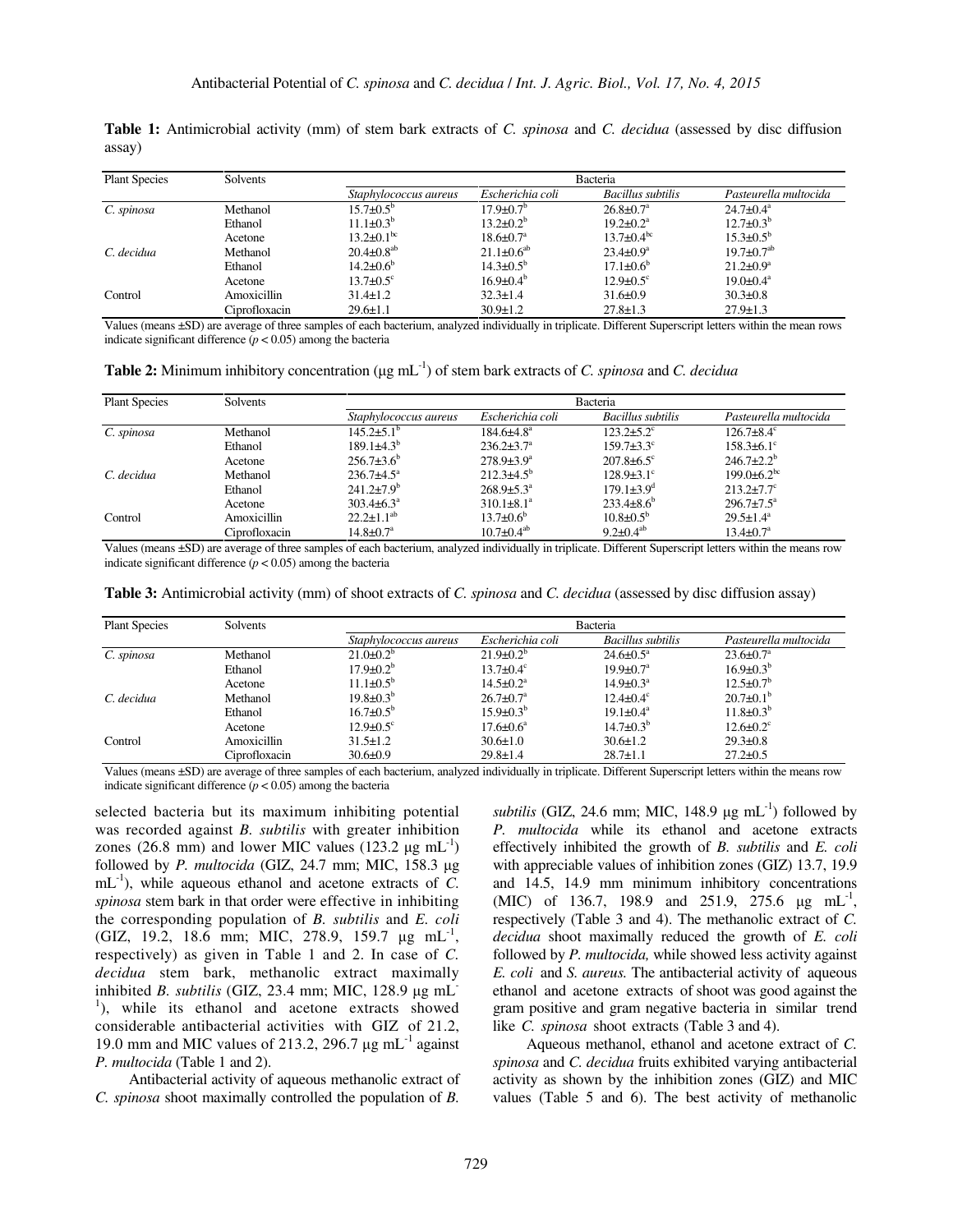**Table 1:** Antimicrobial activity (mm) of stem bark extracts of *C. spinosa* and *C. decidua* (assessed by disc diffusion assay)

| Plant Species | Solvents | Bacteria | | | |
|---|---|---|---|---|---|
| | | *Staphylococcus aureus* | *Escherichia coli* | *Bacillus subtilis* | *Pasteurella multocida* |
| *C. spinosa* | Methanol | 15.7±0.5$^{b}$ | 17.9±0.7$^{b}$ | 26.8±0.7$^{a}$ | 24.7±0.4$^{a}$ |
| | Ethanol | 11.1±0.3$^{b}$ | 13.2±0.2$^{b}$ | 19.2±0.2$^{a}$ | 12.7±0.3$^{b}$ |
| | Acetone | 13.2±0.1$^{bc}$ | 18.6±0.7$^{a}$ | 13.7±0.4$^{bc}$ | 15.3±0.5$^{b}$ |
| *C. decidua* | Methanol | 20.4±0.8$^{ab}$ | 21.1±0.6$^{ab}$ | 23.4±0.9$^{a}$ | 19.7±0.7$^{ab}$ |
| | Ethanol | 14.2±0.6$^{b}$ | 14.3±0.5$^{b}$ | 17.1±0.6$^{b}$ | 21.2±0.9$^{a}$ |
| | Acetone | 13.7±0.5$^{c}$ | 16.9±0.4$^{b}$ | 12.9±0.5$^{c}$ | 19.0±0.4$^{a}$ |
| Control | Amoxicillin | 31.4±1.2 | 32.3±1.4 | 31.6±0.9 | 30.3±0.8 |
| | Ciprofloxacin | 29.6±1.1 | 30.9±1.2 | 27.8±1.3 | 27.9±1.3 |

Values (means ±SD) are average of three samples of each bacterium, analyzed individually in triplicate. Different Superscript letters within the mean rows indicate significant difference ($p < 0.05$) among the bacteria

**Table 2:** Minimum inhibitory concentration (μg mL$^{-1}$) of stem bark extracts of *C. spinosa* and *C. decidua*

| Plant Species | Solvents | Bacteria | | | |
|---|---|---|---|---|---|
| | | *Staphylococcus aureus* | *Escherichia coli* | *Bacillus subtilis* | *Pasteurella multocida* |
| *C. spinosa* | Methanol | 145.2±5.1$^{b}$ | 184.6±4.8$^{a}$ | 123.2±5.2$^{c}$ | 126.7±8.4$^{c}$ |
| | Ethanol | 189.1±4.3$^{b}$ | 236.2±3.7$^{a}$ | 159.7±3.3$^{c}$ | 158.3±6.1$^{c}$ |
| | Acetone | 256.7±3.6$^{b}$ | 278.9±3.9$^{a}$ | 207.8±6.5$^{c}$ | 246.7±2.2$^{b}$ |
| *C. decidua* | Methanol | 236.7±4.5$^{a}$ | 212.3±4.5$^{b}$ | 128.9±3.1$^{c}$ | 199.0±6.2$^{bc}$ |
| | Ethanol | 241.2±7.9$^{b}$ | 268.9±5.3$^{a}$ | 179.1±3.9$^{d}$ | 213.2±7.7$^{c}$ |
| | Acetone | 303.4±6.3$^{a}$ | 310.1±8.1$^{a}$ | 233.4±8.6$^{b}$ | 296.7±7.5$^{a}$ |
| Control | Amoxicillin | 22.2±1.1$^{ab}$ | 13.7±0.6$^{b}$ | 10.8±0.5$^{b}$ | 29.5±1.4$^{a}$ |
| | Ciprofloxacin | 14.8±0.7$^{a}$ | 10.7±0.4$^{ab}$ | 9.2±0.4$^{ab}$ | 13.4±0.7$^{a}$ |

Values (means ±SD) are average of three samples of each bacterium, analyzed individually in triplicate. Different Superscript letters within the means row indicate significant difference ($p < 0.05$) among the bacteria

**Table 3:** Antimicrobial activity (mm) of shoot extracts of *C. spinosa* and *C. decidua* (assessed by disc diffusion assay)

| Plant Species | Solvents | Bacteria | | | |
|---|---|---|---|---|---|
| | | *Staphylococcus aureus* | *Escherichia coli* | *Bacillus subtilis* | *Pasteurella multocida* |
| *C. spinosa* | Methanol | 21.0±0.2$^{b}$ | 21.9±0.2$^{b}$ | 24.6±0.5$^{a}$ | 23.6±0.7$^{a}$ |
| | Ethanol | 17.9±0.2$^{b}$ | 13.7±0.4$^{c}$ | 19.9±0.7$^{a}$ | 16.9±0.3$^{b}$ |
| | Acetone | 11.1±0.5$^{b}$ | 14.5±0.2$^{a}$ | 14.9±0.3$^{a}$ | 12.5±0.7$^{b}$ |
| *C. decidua* | Methanol | 19.8±0.3$^{b}$ | 26.7±0.7$^{a}$ | 12.4±0.4$^{c}$ | 20.7±0.1$^{b}$ |
| | Ethanol | 16.7±0.5$^{b}$ | 15.9±0.3$^{b}$ | 19.1±0.4$^{a}$ | 11.8±0.3$^{b}$ |
| | Acetone | 12.9±0.5$^{c}$ | 17.6±0.6$^{a}$ | 14.7±0.3$^{b}$ | 12.6±0.2$^{c}$ |
| Control | Amoxicillin | 31.5±1.2 | 30.6±1.0 | 30.6±1.2 | 29.3±0.8 |
| | Ciprofloxacin | 30.6±0.9 | 29.8±1.4 | 28.7±1.1 | 27.2±0.5 |

Values (means ±SD) are average of three samples of each bacterium, analyzed individually in triplicate. Different Superscript letters within the means row indicate significant difference ($p < 0.05$) among the bacteria

selected bacteria but its maximum inhibiting potential was recorded against *B. subtilis* with greater inhibition zones (26.8 mm) and lower MIC values (123.2 μg mL$^{-1}$) followed by *P. multocida* (GIZ, 24.7 mm; MIC, 158.3 μg mL$^{-1}$), while aqueous ethanol and acetone extracts of *C. spinosa* stem bark in that order were effective in inhibiting the corresponding population of *B. subtilis* and *E. coli* (GIZ, 19.2, 18.6 mm; MIC, 278.9, 159.7 μg mL$^{-1}$, respectively) as given in Table 1 and 2. In case of *C. decidua* stem bark, methanolic extract maximally inhibited *B. subtilis* (GIZ, 23.4 mm; MIC, 128.9 μg mL$^{-1}$), while its ethanol and acetone extracts showed considerable antibacterial activities with GIZ of 21.2, 19.0 mm and MIC values of 213.2, 296.7 μg mL$^{-1}$ against *P. multocida* (Table 1 and 2).

Antibacterial activity of aqueous methanolic extract of *C. spinosa* shoot maximally controlled the population of *B. subtilis* (GIZ, 24.6 mm; MIC, 148.9 μg mL$^{-1}$) followed by *P. multocida* while its ethanol and acetone extracts effectively inhibited the growth of *B. subtilis* and *E. coli* with appreciable values of inhibition zones (GIZ) 13.7, 19.9 and 14.5, 14.9 mm minimum inhibitory concentrations (MIC) of 136.7, 198.9 and 251.9, 275.6 μg mL$^{-1}$, respectively (Table 3 and 4). The methanolic extract of *C. decidua* shoot maximally reduced the growth of *E. coli* followed by *P. multocida,* while showed less activity against *E. coli* and *S. aureus.* The antibacterial activity of aqueous ethanol and acetone extracts of shoot was good against the gram positive and gram negative bacteria in similar trend like *C. spinosa* shoot extracts (Table 3 and 4).

Aqueous methanol, ethanol and acetone extract of *C. spinosa* and *C. decidua* fruits exhibited varying antibacterial activity as shown by the inhibition zones (GIZ) and MIC values (Table 5 and 6). The best activity of methanolic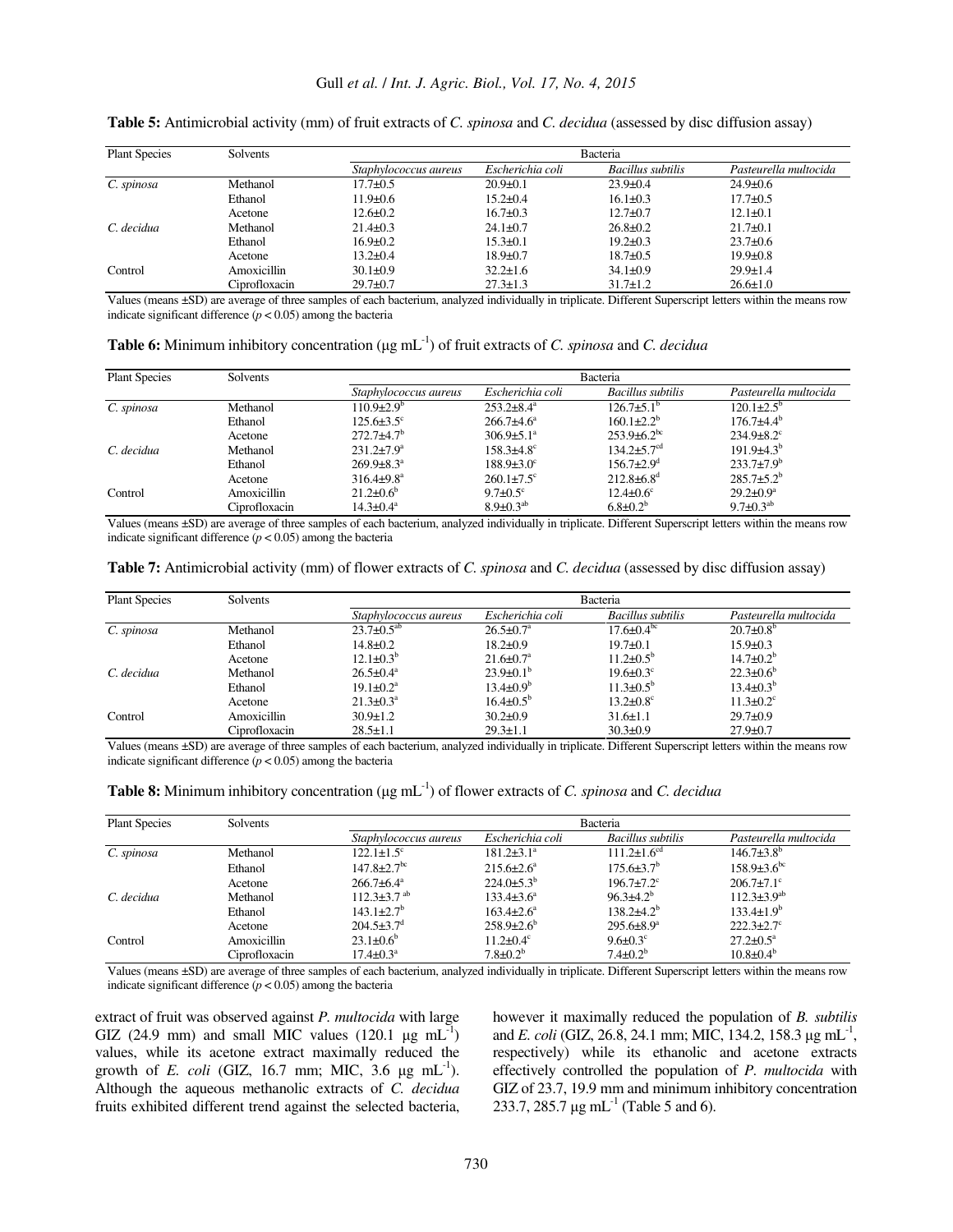**Table 5:** Antimicrobial activity (mm) of fruit extracts of *C. spinosa* and *C. decidua* (assessed by disc diffusion assay)

| Plant Species | Solvents | Bacteria | | | |
|---|---|---|---|---|---|
| | | *Staphylococcus aureus* | *Escherichia coli* | *Bacillus subtilis* | *Pasteurella multocida* |
| *C. spinosa* | Methanol | 17.7±0.5 | 20.9±0.1 | 23.9±0.4 | 24.9±0.6 |
| | Ethanol | 11.9±0.6 | 15.2±0.4 | 16.1±0.3 | 17.7±0.5 |
| | Acetone | 12.6±0.2 | 16.7±0.3 | 12.7±0.7 | 12.1±0.1 |
| *C. decidua* | Methanol | 21.4±0.3 | 24.1±0.7 | 26.8±0.2 | 21.7±0.1 |
| | Ethanol | 16.9±0.2 | 15.3±0.1 | 19.2±0.3 | 23.7±0.6 |
| | Acetone | 13.2±0.4 | 18.9±0.7 | 18.7±0.5 | 19.9±0.8 |
| Control | Amoxicillin | 30.1±0.9 | 32.2±1.6 | 34.1±0.9 | 29.9±1.4 |
| | Ciprofloxacin | 29.7±0.7 | 27.3±1.3 | 31.7±1.2 | 26.6±1.0 |

Values (means ±SD) are average of three samples of each bacterium, analyzed individually in triplicate. Different Superscript letters within the means row indicate significant difference ($p < 0.05$) among the bacteria

**Table 6:** Minimum inhibitory concentration (μg mL$^{-1}$) of fruit extracts of *C. spinosa* and *C. decidua*

| Plant Species | Solvents | Bacteria | | | |
|---|---|---|---|---|---|
| | | *Staphylococcus aureus* | *Escherichia coli* | *Bacillus subtilis* | *Pasteurella multocida* |
| *C. spinosa* | Methanol | 110.9±2.9$^{b}$ | 253.2±8.4$^{a}$ | 126.7±5.1$^{b}$ | 120.1±2.5$^{b}$ |
| | Ethanol | 125.6±3.5$^{c}$ | 266.7±4.6$^{a}$ | 160.1±2.2$^{b}$ | 176.7±4.4$^{b}$ |
| | Acetone | 272.7±4.7$^{b}$ | 306.9±5.1$^{a}$ | 253.9±6.2$^{bc}$ | 234.9±8.2$^{c}$ |
| *C. decidua* | Methanol | 231.2±7.9$^{a}$ | 158.3±4.8$^{c}$ | 134.2±5.7$^{cd}$ | 191.9±4.3$^{b}$ |
| | Ethanol | 269.9±8.3$^{a}$ | 188.9±3.0$^{c}$ | 156.7±2.9$^{d}$ | 233.7±7.9$^{b}$ |
| | Acetone | 316.4±9.8$^{a}$ | 260.1±7.5$^{c}$ | 212.8±6.8$^{d}$ | 285.7±5.2$^{b}$ |
| Control | Amoxicillin | 21.2±0.6$^{b}$ | 9.7±0.5$^{c}$ | 12.4±0.6$^{c}$ | 29.2±0.9$^{a}$ |
| | Ciprofloxacin | 14.3±0.4$^{a}$ | 8.9±0.3$^{ab}$ | 6.8±0.2$^{b}$ | 9.7±0.3$^{ab}$ |

Values (means ±SD) are average of three samples of each bacterium, analyzed individually in triplicate. Different Superscript letters within the means row indicate significant difference ($p < 0.05$) among the bacteria

**Table 7:** Antimicrobial activity (mm) of flower extracts of *C. spinosa* and *C. decidua* (assessed by disc diffusion assay)

| Plant Species | Solvents | Bacteria | | | |
|---|---|---|---|---|---|
| | | *Staphylococcus aureus* | *Escherichia coli* | *Bacillus subtilis* | *Pasteurella multocida* |
| *C. spinosa* | Methanol | 23.7±0.5$^{ab}$ | 26.5±0.7$^{a}$ | 17.6±0.4$^{bc}$ | 20.7±0.8$^{b}$ |
| | Ethanol | 14.8±0.2 | 18.2±0.9 | 19.7±0.1 | 15.9±0.3 |
| | Acetone | 12.1±0.3$^{b}$ | 21.6±0.7$^{a}$ | 11.2±0.5$^{b}$ | 14.7±0.2$^{b}$ |
| *C. decidua* | Methanol | 26.5±0.4$^{a}$ | 23.9±0.1$^{b}$ | 19.6±0.3$^{c}$ | 22.3±0.6$^{b}$ |
| | Ethanol | 19.1±0.2$^{a}$ | 13.4±0.9$^{b}$ | 11.3±0.5$^{b}$ | 13.4±0.3$^{b}$ |
| | Acetone | 21.3±0.3$^{a}$ | 16.4±0.5$^{b}$ | 13.2±0.8$^{c}$ | 11.3±0.2$^{c}$ |
| Control | Amoxicillin | 30.9±1.2 | 30.2±0.9 | 31.6±1.1 | 29.7±0.9 |
| | Ciprofloxacin | 28.5±1.1 | 29.3±1.1 | 30.3±0.9 | 27.9±0.7 |

Values (means ±SD) are average of three samples of each bacterium, analyzed individually in triplicate. Different Superscript letters within the means row indicate significant difference ($p < 0.05$) among the bacteria

**Table 8:** Minimum inhibitory concentration (μg mL$^{-1}$) of flower extracts of *C. spinosa* and *C. decidua*

| Plant Species | Solvents | Bacteria | | | |
|---|---|---|---|---|---|
| | | *Staphylococcus aureus* | *Escherichia coli* | *Bacillus subtilis* | *Pasteurella multocida* |
| *C. spinosa* | Methanol | 122.1±1.5$^{c}$ | 181.2±3.1$^{a}$ | 111.2±1.6$^{cd}$ | 146.7±3.8$^{b}$ |
| | Ethanol | 147.8±2.7$^{bc}$ | 215.6±2.6$^{a}$ | 175.6±3.7$^{b}$ | 158.9±3.6$^{bc}$ |
| | Acetone | 266.7±6.4$^{a}$ | 224.0±5.3$^{b}$ | 196.7±7.2$^{c}$ | 206.7±7.1$^{c}$ |
| *C. decidua* | Methanol | 112.3±3.7$^{ab}$ | 133.4±3.6$^{a}$ | 96.3±4.2$^{b}$ | 112.3±3.9$^{ab}$ |
| | Ethanol | 143.1±2.7$^{b}$ | 163.4±2.6$^{a}$ | 138.2±4.2$^{b}$ | 133.4±1.9$^{b}$ |
| | Acetone | 204.5±3.7$^{d}$ | 258.9±2.6$^{b}$ | 295.6±8.9$^{a}$ | 222.3±2.7$^{c}$ |
| Control | Amoxicillin | 23.1±0.6$^{b}$ | 11.2±0.4$^{c}$ | 9.6±0.3$^{c}$ | 27.2±0.5$^{a}$ |
| | Ciprofloxacin | 17.4±0.3$^{a}$ | 7.8±0.2$^{b}$ | 7.4±0.2$^{b}$ | 10.8±0.4$^{b}$ |

Values (means ±SD) are average of three samples of each bacterium, analyzed individually in triplicate. Different Superscript letters within the means row indicate significant difference ($p < 0.05$) among the bacteria

extract of fruit was observed against *P. multocida* with large GIZ (24.9 mm) and small MIC values (120.1 μg mL$^{-1}$) values, while its acetone extract maximally reduced the growth of *E. coli* (GIZ, 16.7 mm; MIC, 3.6 μg mL$^{-1}$). Although the aqueous methanolic extracts of *C. decidua* fruits exhibited different trend against the selected bacteria, however it maximally reduced the population of *B. subtilis* and *E. coli* (GIZ, 26.8, 24.1 mm; MIC, 134.2, 158.3 μg mL$^{-1}$, respectively) while its ethanolic and acetone extracts effectively controlled the population of *P. multocida* with GIZ of 23.7, 19.9 mm and minimum inhibitory concentration 233.7, 285.7 μg mL$^{-1}$ (Table 5 and 6).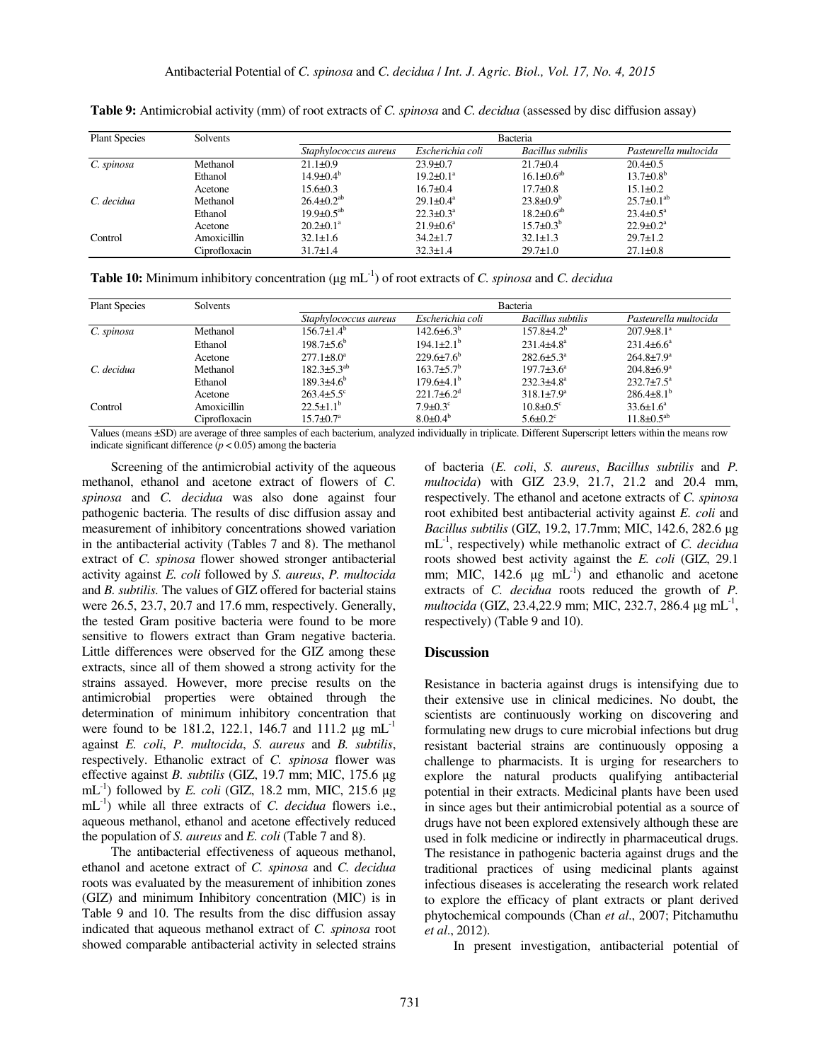**Table 9:** Antimicrobial activity (mm) of root extracts of *C. spinosa* and *C. decidua* (assessed by disc diffusion assay)

| Plant Species | Solvents | Bacteria | | | |
|---|---|---|---|---|---|
| | | *Staphylococcus aureus* | *Escherichia coli* | *Bacillus subtilis* | *Pasteurella multocida* |
| *C. spinosa* | Methanol | 21.1±0.9 | 23.9±0.7 | 21.7±0.4 | 20.4±0.5 |
| | Ethanol | 14.9±0.4$^{b}$ | 19.2±0.1$^{a}$ | 16.1±0.6$^{ab}$ | 13.7±0.8$^{b}$ |
| | Acetone | 15.6±0.3 | 16.7±0.4 | 17.7±0.8 | 15.1±0.2 |
| *C. decidua* | Methanol | 26.4±0.2$^{ab}$ | 29.1±0.4$^{a}$ | 23.8±0.9$^{b}$ | 25.7±0.1$^{ab}$ |
| | Ethanol | 19.9±0.5$^{ab}$ | 22.3±0.3$^{a}$ | 18.2±0.6$^{ab}$ | 23.4±0.5$^{a}$ |
| | Acetone | 20.2±0.1$^{a}$ | 21.9±0.6$^{a}$ | 15.7±0.3$^{b}$ | 22.9±0.2$^{a}$ |
| Control | Amoxicillin | 32.1±1.6 | 34.2±1.7 | 32.1±1.3 | 29.7±1.2 |
| | Ciprofloxacin | 31.7±1.4 | 32.3±1.4 | 29.7±1.0 | 27.1±0.8 |

**Table 10:** Minimum inhibitory concentration (μg mL$^{-1}$) of root extracts of *C. spinosa* and *C. decidua*

| Plant Species | Solvents | Bacteria | | | |
|---|---|---|---|---|---|
| | | *Staphylococcus aureus* | *Escherichia coli* | *Bacillus subtilis* | *Pasteurella multocida* |
| *C. spinosa* | Methanol | 156.7±1.4$^{b}$ | 142.6±6.3$^{b}$ | 157.8±4.2$^{b}$ | 207.9±8.1$^{a}$ |
| | Ethanol | 198.7±5.6$^{b}$ | 194.1±2.1$^{b}$ | 231.4±4.8$^{a}$ | 231.4±6.6$^{a}$ |
| | Acetone | 277.1±8.0$^{a}$ | 229.6±7.6$^{b}$ | 282.6±5.3$^{a}$ | 264.8±7.9$^{a}$ |
| *C. decidua* | Methanol | 182.3±5.3$^{ab}$ | 163.7±5.7$^{b}$ | 197.7±3.6$^{a}$ | 204.8±6.9$^{a}$ |
| | Ethanol | 189.3±4.6$^{b}$ | 179.6±4.1$^{b}$ | 232.3±4.8$^{a}$ | 232.7±7.5$^{a}$ |
| | Acetone | 263.4±5.5$^{c}$ | 221.7±6.2$^{d}$ | 318.1±7.9$^{a}$ | 286.4±8.1$^{b}$ |
| Control | Amoxicillin | 22.5±1.1$^{b}$ | 7.9±0.3$^{c}$ | 10.8±0.5$^{c}$ | 33.6±1.6$^{a}$ |
| | Ciprofloxacin | 15.7±0.7$^{a}$ | 8.0±0.4$^{b}$ | 5.6±0.2$^{c}$ | 11.8±0.5$^{ab}$ |

Values (means ±SD) are average of three samples of each bacterium, analyzed individually in triplicate. Different Superscript letters within the means row indicate significant difference ($p < 0.05$) among the bacteria

Screening of the antimicrobial activity of the aqueous methanol, ethanol and acetone extract of flowers of *C. spinosa* and *C. decidua* was also done against four pathogenic bacteria. The results of disc diffusion assay and measurement of inhibitory concentrations showed variation in the antibacterial activity (Tables 7 and 8). The methanol extract of *C. spinosa* flower showed stronger antibacterial activity against *E. coli* followed by *S. aureus*, *P. multocida* and *B. subtilis*. The values of GIZ offered for bacterial stains were 26.5, 23.7, 20.7 and 17.6 mm, respectively. Generally, the tested Gram positive bacteria were found to be more sensitive to flowers extract than Gram negative bacteria. Little differences were observed for the GIZ among these extracts, since all of them showed a strong activity for the strains assayed. However, more precise results on the antimicrobial properties were obtained through the determination of minimum inhibitory concentration that were found to be 181.2, 122.1, 146.7 and 111.2 μg mL$^{-1}$ against *E. coli*, *P. multocida*, *S. aureus* and *B. subtilis*, respectively. Ethanolic extract of *C. spinosa* flower was effective against *B. subtilis* (GIZ, 19.7 mm; MIC, 175.6 μg mL$^{-1}$) followed by *E. coli* (GIZ, 18.2 mm, MIC, 215.6 μg mL$^{-1}$) while all three extracts of *C. decidua* flowers i.e., aqueous methanol, ethanol and acetone effectively reduced the population of *S. aureus* and *E. coli* (Table 7 and 8).

The antibacterial effectiveness of aqueous methanol, ethanol and acetone extract of *C. spinosa* and *C. decidua* roots was evaluated by the measurement of inhibition zones (GIZ) and minimum Inhibitory concentration (MIC) is in Table 9 and 10. The results from the disc diffusion assay indicated that aqueous methanol extract of *C. spinosa* root showed comparable antibacterial activity in selected strains of bacteria (*E. coli*, *S. aureus*, *Bacillus subtilis* and *P. multocida*) with GIZ 23.9, 21.7, 21.2 and 20.4 mm, respectively. The ethanol and acetone extracts of *C. spinosa* root exhibited best antibacterial activity against *E. coli* and *Bacillus subtilis* (GIZ, 19.2, 17.7mm; MIC, 142.6, 282.6 μg mL$^{-1}$, respectively) while methanolic extract of *C. decidua* roots showed best activity against the *E. coli* (GIZ, 29.1 mm; MIC, 142.6 μg mL$^{-1}$) and ethanolic and acetone extracts of *C. decidua* roots reduced the growth of *P. multocida* (GIZ, 23.4,22.9 mm; MIC, 232.7, 286.4 μg mL$^{-1}$, respectively) (Table 9 and 10).

## Discussion

Resistance in bacteria against drugs is intensifying due to their extensive use in clinical medicines. No doubt, the scientists are continuously working on discovering and formulating new drugs to cure microbial infections but drug resistant bacterial strains are continuously opposing a challenge to pharmacists. It is urging for researchers to explore the natural products qualifying antibacterial potential in their extracts. Medicinal plants have been used in since ages but their antimicrobial potential as a source of drugs have not been explored extensively although these are used in folk medicine or indirectly in pharmaceutical drugs. The resistance in pathogenic bacteria against drugs and the traditional practices of using medicinal plants against infectious diseases is accelerating the research work related to explore the efficacy of plant extracts or plant derived phytochemical compounds (Chan *et al*., 2007; Pitchamuthu *et al*., 2012).

In present investigation, antibacterial potential of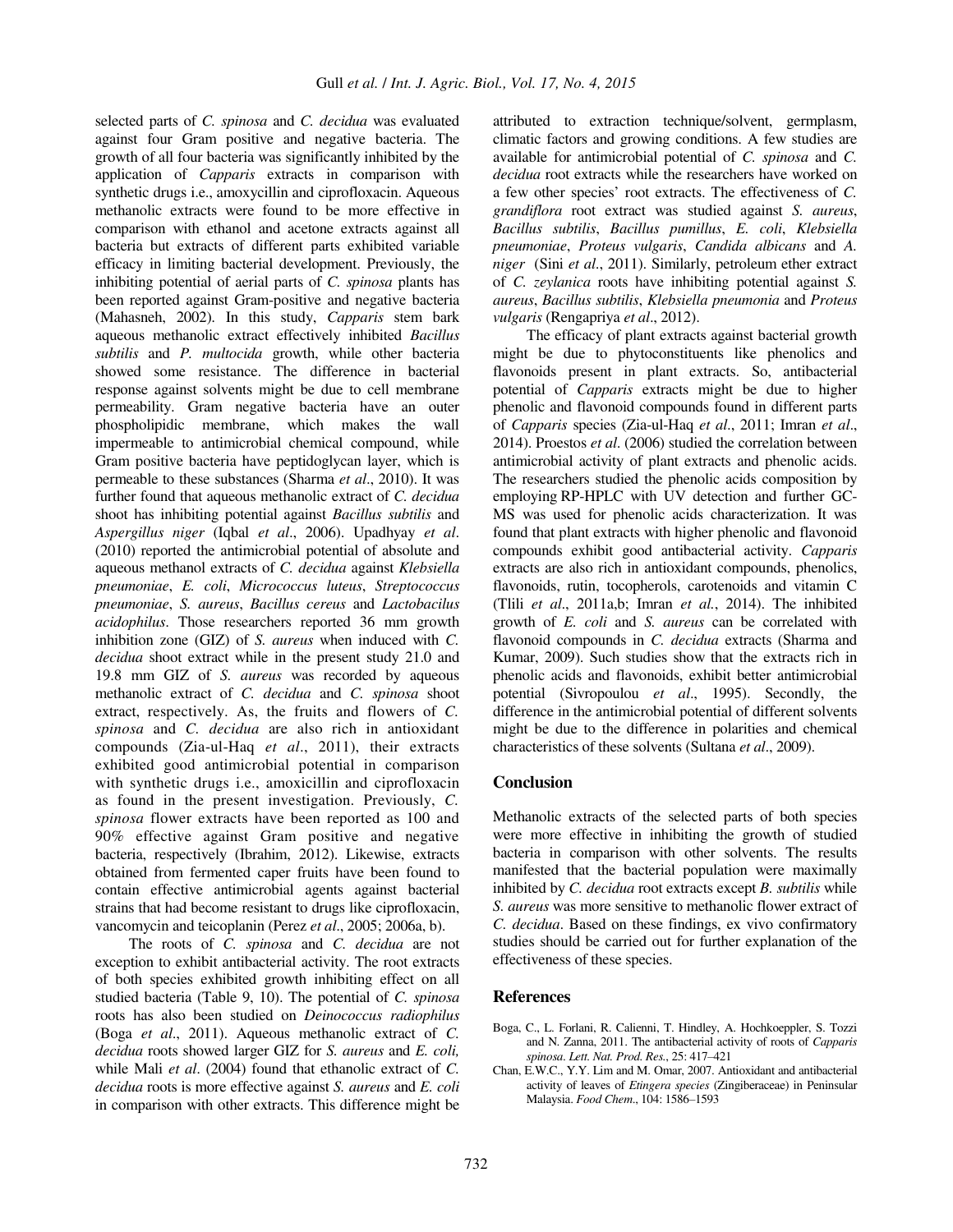selected parts of *C. spinosa* and *C. decidua* was evaluated against four Gram positive and negative bacteria. The growth of all four bacteria was significantly inhibited by the application of *Capparis* extracts in comparison with synthetic drugs i.e., amoxycillin and ciprofloxacin. Aqueous methanolic extracts were found to be more effective in comparison with ethanol and acetone extracts against all bacteria but extracts of different parts exhibited variable efficacy in limiting bacterial development. Previously, the inhibiting potential of aerial parts of *C. spinosa* plants has been reported against Gram-positive and negative bacteria (Mahasneh, 2002). In this study, *Capparis* stem bark aqueous methanolic extract effectively inhibited *Bacillus subtilis* and *P. multocida* growth, while other bacteria showed some resistance. The difference in bacterial response against solvents might be due to cell membrane permeability. Gram negative bacteria have an outer phospholipidic membrane, which makes the wall impermeable to antimicrobial chemical compound, while Gram positive bacteria have peptidoglycan layer, which is permeable to these substances (Sharma *et al*., 2010). It was further found that aqueous methanolic extract of *C. decidua* shoot has inhibiting potential against *Bacillus subtilis* and *Aspergillus niger* (Iqbal *et al*., 2006). Upadhyay *et al*. (2010) reported the antimicrobial potential of absolute and aqueous methanol extracts of *C. decidua* against *Klebsiella pneumoniae*, *E. coli*, *Micrococcus luteus*, *Streptococcus pneumoniae*, *S. aureus*, *Bacillus cereus* and *Lactobacilus acidophilus*. Those researchers reported 36 mm growth inhibition zone (GIZ) of *S. aureus* when induced with *C. decidua* shoot extract while in the present study 21.0 and 19.8 mm GIZ of *S. aureus* was recorded by aqueous methanolic extract of *C. decidua* and *C. spinosa* shoot extract, respectively. As, the fruits and flowers of *C. spinosa* and *C. decidua* are also rich in antioxidant compounds (Zia-ul-Haq *et al*., 2011), their extracts exhibited good antimicrobial potential in comparison with synthetic drugs i.e., amoxicillin and ciprofloxacin as found in the present investigation. Previously, *C. spinosa* flower extracts have been reported as 100 and 90% effective against Gram positive and negative bacteria, respectively (Ibrahim, 2012). Likewise, extracts obtained from fermented caper fruits have been found to contain effective antimicrobial agents against bacterial strains that had become resistant to drugs like ciprofloxacin, vancomycin and teicoplanin (Perez *et al*., 2005; 2006a, b).

The roots of *C. spinosa* and *C. decidua* are not exception to exhibit antibacterial activity. The root extracts of both species exhibited growth inhibiting effect on all studied bacteria (Table 9, 10). The potential of *C. spinosa* roots has also been studied on *Deinococcus radiophilus* (Boga *et al*., 2011). Aqueous methanolic extract of *C. decidua* roots showed larger GIZ for *S. aureus* and *E. coli,* while Mali *et al*. (2004) found that ethanolic extract of *C. decidua* roots is more effective against *S. aureus* and *E. coli* in comparison with other extracts. This difference might be attributed to extraction technique/solvent, germplasm, climatic factors and growing conditions. A few studies are available for antimicrobial potential of *C. spinosa* and *C. decidua* root extracts while the researchers have worked on a few other species' root extracts. The effectiveness of *C. grandiflora* root extract was studied against *S. aureus*, *Bacillus subtilis*, *Bacillus pumillus*, *E. coli*, *Klebsiella pneumoniae*, *Proteus vulgaris*, *Candida albicans* and *A. niger* (Sini *et al*., 2011). Similarly, petroleum ether extract of *C. zeylanica* roots have inhibiting potential against *S. aureus*, *Bacillus subtilis*, *Klebsiella pneumonia* and *Proteus vulgaris* (Rengapriya *et al*., 2012).

The efficacy of plant extracts against bacterial growth might be due to phytoconstituents like phenolics and flavonoids present in plant extracts. So, antibacterial potential of *Capparis* extracts might be due to higher phenolic and flavonoid compounds found in different parts of *Capparis* species (Zia-ul-Haq *et al*., 2011; Imran *et al*., 2014). Proestos *et al*. (2006) studied the correlation between antimicrobial activity of plant extracts and phenolic acids. The researchers studied the phenolic acids composition by employing RP-HPLC with UV detection and further GC-MS was used for phenolic acids characterization. It was found that plant extracts with higher phenolic and flavonoid compounds exhibit good antibacterial activity. *Capparis* extracts are also rich in antioxidant compounds, phenolics, flavonoids, rutin, tocopherols, carotenoids and vitamin C (Tlili *et al*., 2011a,b; Imran *et al.*, 2014). The inhibited growth of *E. coli* and *S. aureus* can be correlated with flavonoid compounds in *C. decidua* extracts (Sharma and Kumar, 2009). Such studies show that the extracts rich in phenolic acids and flavonoids, exhibit better antimicrobial potential (Sivropoulou *et al*., 1995). Secondly, the difference in the antimicrobial potential of different solvents might be due to the difference in polarities and chemical characteristics of these solvents (Sultana *et al*., 2009).

## Conclusion

Methanolic extracts of the selected parts of both species were more effective in inhibiting the growth of studied bacteria in comparison with other solvents. The results manifested that the bacterial population were maximally inhibited by *C. decidua* root extracts except *B. subtilis* while *S. aureus* was more sensitive to methanolic flower extract of *C. decidua*. Based on these findings, ex vivo confirmatory studies should be carried out for further explanation of the effectiveness of these species.

## References

Boga, C., L. Forlani, R. Calienni, T. Hindley, A. Hochkoeppler, S. Tozzi and N. Zanna, 2011. The antibacterial activity of roots of *Capparis spinosa*. *Lett. Nat. Prod. Res.*, 25: 417–421

Chan, E.W.C., Y.Y. Lim and M. Omar, 2007. Antioxidant and antibacterial activity of leaves of *Etingera species* (Zingiberaceae) in Peninsular Malaysia. *Food Chem*., 104: 1586–1593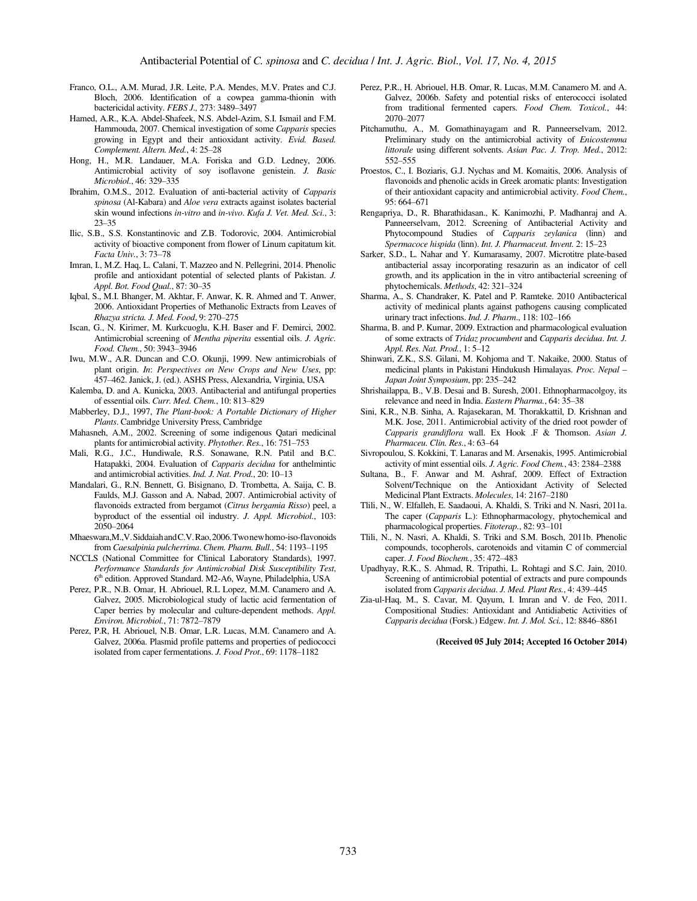Franco, O.L., A.M. Murad, J.R. Leite, P.A. Mendes, M.V. Prates and C.J. Bloch, 2006. Identification of a cowpea gamma-thionin with bactericidal activity. *FEBS J.,* 273: 3489–3497

Hamed, A.R., K.A. Abdel-Shafeek, N.S. Abdel-Azim, S.I. Ismail and F.M. Hammouda, 2007. Chemical investigation of some *Capparis* species growing in Egypt and their antioxidant activity. *Evid. Based. Complement. Altern. Med.*, 4: 25–28

Hong, H., M.R. Landauer, M.A. Foriska and G.D. Ledney, 2006. Antimicrobial activity of soy isoflavone genistein. *J. Basic Microbiol.*, 46: 329–335

Ibrahim, O.M.S., 2012. Evaluation of anti-bacterial activity of *Capparis spinosa* (Al-Kabara) and *Aloe vera* extracts against isolates bacterial skin wound infections *in-vitro* and *in-vivo*. *Kufa J. Vet. Med. Sci.*, 3: 23–35

Ilic, S.B., S.S. Konstantinovic and Z.B. Todorovic, 2004. Antimicrobial activity of bioactive component from flower of Linum capitatum kit. *Facta Univ.*, 3: 73–78

Imran, I., M.Z. Haq, L. Calani, T. Mazzeo and N. Pellegrini, 2014. Phenolic profile and antioxidant potential of selected plants of Pakistan. *J. Appl. Bot. Food Qual.*, 87: 30–35

Iqbal, S., M.I. Bhanger, M. Akhtar, F. Anwar, K. R. Ahmed and T. Anwer, 2006. Antioxidant Properties of Methanolic Extracts from Leaves of *Rhazya stricta. J. Med. Food*, 9: 270–275

Iscan, G., N. Kirimer, M. Kurkcuoglu, K.H. Baser and F. Demirci, 2002. Antimicrobial screening of *Mentha piperita* essential oils. *J. Agric. Food. Chem.*, 50: 3943–3946

Iwu, M.W., A.R. Duncan and C.O. Okunji, 1999. New antimicrobials of plant origin. *In*: *Perspectives on New Crops and New Uses*, pp: 457–462. Janick, J. (ed.). ASHS Press, Alexandria, Virginia, USA

Kalemba, D. and A. Kunicka, 2003. Antibacterial and antifungal properties of essential oils. *Curr. Med. Chem.*, 10: 813–829

Mabberley, D.J., 1997, *The Plant-book: A Portable Dictionary of Higher Plants*. Cambridge University Press, Cambridge

Mahasneh, A.M., 2002. Screening of some indigenous Qatari medicinal plants for antimicrobial activity. *Phytother. Res.*, 16: 751–753

Mali, R.G., J.C., Hundiwale, R.S. Sonawane, R.N. Patil and B.C. Hatapakki, 2004. Evaluation of *Capparis decidua* for anthelmintic and antimicrobial activities. *Ind. J. Nat. Prod.*, 20: 10–13

Mandalari, G., R.N. Bennett, G. Bisignano, D. Trombetta, A. Saija, C. B. Faulds, M.J. Gasson and A. Nabad, 2007. Antimicrobial activity of flavonoids extracted from bergamot (*Citrus bergamia Risso*) peel, a byproduct of the essential oil industry. *J. Appl. Microbiol.*, 103: 2050–2064

Mhaeswara, M., V. Siddaiah and C.V. Rao, 2006. Two new homo-iso-flavonoids from *Caesalpinia pulcherrima*. *Chem. Pharm. Bull.*, 54: 1193–1195

NCCLS (National Committee for Clinical Laboratory Standards), 1997. *Performance Standards for Antimicrobial Disk Susceptibility Test*, 6th edition. Approved Standard. M2-A6, Wayne, Philadelphia, USA

Perez, P.R., N.B. Omar, H. Abriouel, R.L Lopez, M.M. Canamero and A. Galvez, 2005. Microbiological study of lactic acid fermentation of Caper berries by molecular and culture-dependent methods. *Appl. Environ. Microbiol.*, 71: 7872–7879

Perez, P.R, H. Abriouel, N.B. Omar, L.R. Lucas, M.M. Canamero and A. Galvez, 2006a. Plasmid profile patterns and properties of pediococci isolated from caper fermentations. *J. Food Prot*., 69: 1178–1182

Perez, P.R., H. Abriouel, H.B. Omar, R. Lucas, M.M. Canamero M. and A. Galvez, 2006b. Safety and potential risks of enterococci isolated from traditional fermented capers. *Food Chem. Toxicol.*, 44: 2070–2077

Pitchamuthu, A., M. Gomathinayagam and R. Panneerselvam, 2012. Preliminary study on the antimicrobial activity of *Enicostemma littorale* using different solvents. *Asian Pac. J. Trop. Med.*, 2012: 552–555

Proestos, C., I. Boziaris, G.J. Nychas and M. Komaitis, 2006. Analysis of flavonoids and phenolic acids in Greek aromatic plants: Investigation of their antioxidant capacity and antimicrobial activity. *Food Chem.*, 95: 664–671

Rengapriya, D., R. Bharathidasan., K. Kanimozhi, P. Madhanraj and A. Panneerselvam, 2012. Screening of Antibacterial Activity and Phytocompound Studies of *Capparis zeylanica* (linn) and *Spermacoce hispida* (linn). *Int. J. Pharmaceut. Invent.* 2: 15–23

Sarker, S.D., L. Nahar and Y. Kumarasamy, 2007. Microtitre plate-based antibacterial assay incorporating resazurin as an indicator of cell growth, and its application in the in vitro antibacterial screening of phytochemicals. *Methods*, 42: 321–324

Sharma, A., S. Chandraker, K. Patel and P. Ramteke. 2010 Antibacterical activity of medicinal plants against pathogens causing complicated urinary tract infections. *Ind. J. Pharm*., 118: 102–166

Sharma, B. and P. Kumar, 2009. Extraction and pharmacological evaluation of some extracts of *Tridaz procumbent* and *Capparis decidua*. *Int. J. Appl. Res. Nat. Prod.*, 1: 5–12

Shinwari, Z.K., S.S. Gilani, M. Kohjoma and T. Nakaike, 2000. Status of medicinal plants in Pakistani Hindukush Himalayas. *Proc. Nepal – Japan Joint Symposium*, pp: 235–242

Shrishailappa, B., V.B. Desai and B. Suresh, 2001. Ethnopharmacolgoy, its relevance and need in India. *Eastern Pharma.*, 64: 35–38

Sini, K.R., N.B. Sinha, A. Rajasekaran, M. Thorakkattil, D. Krishnan and M.K. Jose, 2011. Antimicrobial activity of the dried root powder of *Capparis grandiflora* wall. Ex Hook .F & Thomson. *Asian J. Pharmaceu. Clin. Res.*, 4: 63–64

Sivropoulou, S. Kokkini, T. Lanaras and M. Arsenakis, 1995. Antimicrobial activity of mint essential oils. *J. Agric. Food Chem.*, 43: 2384–2388

Sultana, B., F. Anwar and M. Ashraf, 2009. Effect of Extraction Solvent/Technique on the Antioxidant Activity of Selected Medicinal Plant Extracts. *Molecules*, 14: 2167–2180

Tlili, N., W. Elfalleh, E. Saadaoui, A. Khaldi, S. Triki and N. Nasri, 2011a. The caper (*Capparis* L.): Ethnopharmacology, phytochemical and pharmacological properties. *Fitoterap.*, 82: 93–101

Tlili, N., N. Nasri, A. Khaldi, S. Triki and S.M. Bosch, 2011b. Phenolic compounds, tocopherols, carotenoids and vitamin C of commercial caper. *J. Food Biochem.*, 35: 472–483

Upadhyay, R.K., S. Ahmad, R. Tripathi, L. Rohtagi and S.C. Jain, 2010. Screening of antimicrobial potential of extracts and pure compounds isolated from *Capparis decidua*. *J. Med. Plant Res.*, 4: 439–445

Zia-ul-Haq, M., S. Cavar, M. Qayum, I. Imran and V. de Feo, 2011. Compositional Studies: Antioxidant and Antidiabetic Activities of *Capparis decidua* (Forsk.) Edgew. *Int. J. Mol. Sci.*, 12: 8846–8861

**(Received 05 July 2014; Accepted 16 October 2014)**